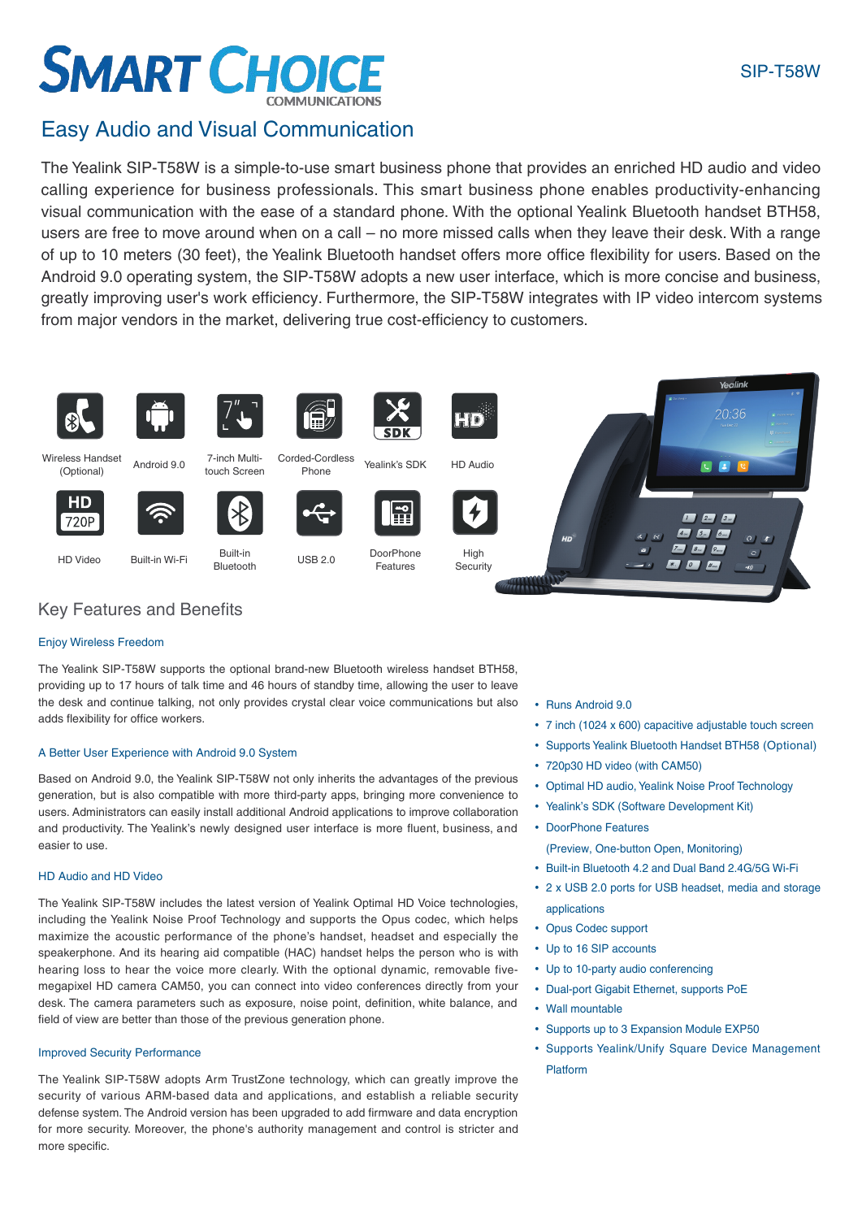# SMART CHOICE COMMUNICATIONS

SIP-T58W

## Easy Audio and Visual Communication

The Yealink SIP-T58W is a simple-to-use smart business phone that provides an enriched HD audio and video calling experience for business professionals. This smart business phone enables productivity-enhancing visual communication with the ease of a standard phone. With the optional Yealink Bluetooth handset BTH58, users are free to move around when on a call – no more missed calls when they leave their desk. With a range of up to 10 meters (30 feet), the Yealink Bluetooth handset offers more office flexibility for users. Based on the Android 9.0 operating system, the SIP-T58W adopts a new user interface, which is more concise and business, greatly improving user's work efficiency. Furthermore, the SIP-T58W integrates with IP video intercom systems from major vendors in the market, delivering true cost-efficiency to customers.

Wireless Handset (Optional) | Android 9.0 | 7-inch Multi-touch Screen | Corded-Cordless Phone | Yealink's SDK | HD Audio

HD Video | Built-in Wi-Fi | Built-in Bluetooth | USB 2.0 | DoorPhone Features | High Security

## Key Features and Benefits

### Enjoy Wireless Freedom

The Yealink SIP-T58W supports the optional brand-new Bluetooth wireless handset BTH58, providing up to 17 hours of talk time and 46 hours of standby time, allowing the user to leave the desk and continue talking, not only provides crystal clear voice communications but also adds flexibility for office workers.

### A Better User Experience with Android 9.0 System

Based on Android 9.0, the Yealink SIP-T58W not only inherits the advantages of the previous generation, but is also compatible with more third-party apps, bringing more convenience to users. Administrators can easily install additional Android applications to improve collaboration and productivity. The Yealink's newly designed user interface is more fluent, business, and easier to use.

### HD Audio and HD Video

The Yealink SIP-T58W includes the latest version of Yealink Optimal HD Voice technologies, including the Yealink Noise Proof Technology and supports the Opus codec, which helps maximize the acoustic performance of the phone's handset, headset and especially the speakerphone. And its hearing aid compatible (HAC) handset helps the person who is with hearing loss to hear the voice more clearly. With the optional dynamic, removable five-megapixel HD camera CAM50, you can connect into video conferences directly from your desk. The camera parameters such as exposure, noise point, definition, white balance, and field of view are better than those of the previous generation phone.

### Improved Security Performance

The Yealink SIP-T58W adopts Arm TrustZone technology, which can greatly improve the security of various ARM-based data and applications, and establish a reliable security defense system. The Android version has been upgraded to add firmware and data encryption for more security. Moreover, the phone's authority management and control is stricter and more specific.

- Runs Android 9.0
- 7 inch (1024 x 600) capacitive adjustable touch screen
- Supports Yealink Bluetooth Handset BTH58 (Optional)
- 720p30 HD video (with CAM50)
- Optimal HD audio, Yealink Noise Proof Technology
- Yealink's SDK (Software Development Kit)
- DoorPhone Features (Preview, One-button Open, Monitoring)
- Built-in Bluetooth 4.2 and Dual Band 2.4G/5G Wi-Fi
- 2 x USB 2.0 ports for USB headset, media and storage applications
- Opus Codec support
- Up to 16 SIP accounts
- Up to 10-party audio conferencing
- Dual-port Gigabit Ethernet, supports PoE
- Wall mountable
- Supports up to 3 Expansion Module EXP50
- Supports Yealink/Unify Square Device Management Platform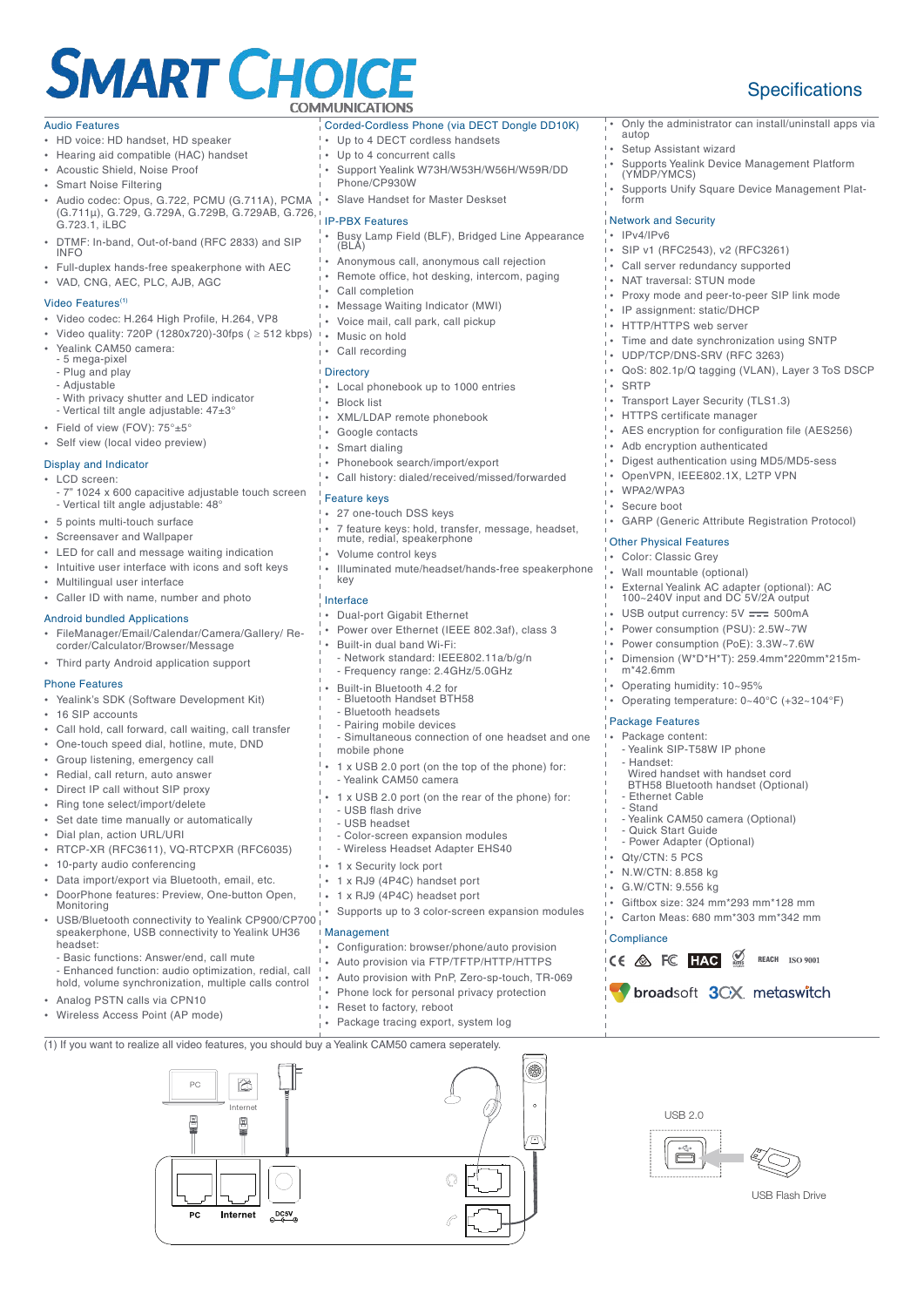# SMART CHOICE COMMUNICATIONS

## Specifications

### Audio Features

- HD voice: HD handset, HD speaker
- Hearing aid compatible (HAC) handset
- Acoustic Shield, Noise Proof
- Smart Noise Filtering
- Audio codec: Opus, G.722, PCMU (G.711A), PCMA (G.711μ), G.729, G.729A, G.729B, G.729AB, G.726, G.723.1, iLBC
- DTMF: In-band, Out-of-band (RFC 2833) and SIP INFO
- Full-duplex hands-free speakerphone with AEC
- VAD, CNG, AEC, PLC, AJB, AGC

### Video Features[1]

- Video codec: H.264 High Profile, H.264, VP8
- Video quality: 720P (1280x720)-30fps ( ≥ 512 kbps)
- Yealink CAM50 camera:
  - 5 mega-pixel
  - Plug and play
  - Adjustable
  - With privacy shutter and LED indicator
  - Vertical tilt angle adjustable: 47±3°
- Field of view (FOV): 75°±5°
- Self view (local video preview)

### Display and Indicator

- LCD screen:
  - 7" 1024 x 600 capacitive adjustable touch screen
  - Vertical tilt angle adjustable: 48°
- 5 points multi-touch surface
- Screensaver and Wallpaper
- LED for call and message waiting indication
- Intuitive user interface with icons and soft keys
- Multilingual user interface
- Caller ID with name, number and photo

### Android bundled Applications

- FileManager/Email/Calendar/Camera/Gallery/ Recorder/Calculator/Browser/Message
- Third party Android application support

### Phone Features

- Yealink's SDK (Software Development Kit)
- 16 SIP accounts
- Call hold, call forward, call waiting, call transfer
- One-touch speed dial, hotline, mute, DND
- Group listening, emergency call
- Redial, call return, auto answer
- Direct IP call without SIP proxy
- Ring tone select/import/delete
- Set date time manually or automatically
- Dial plan, action URL/URI
- RTCP-XR (RFC3611), VQ-RTCPXR (RFC6035)
- 10-party audio conferencing
- Data import/export via Bluetooth, email, etc.
- DoorPhone features: Preview, One-button Open, Monitoring
- USB/Bluetooth connectivity to Yealink CP900/CP700 speakerphone, USB connectivity to Yealink UH36 headset:
  - Basic functions: Answer/end, call mute
  - Enhanced function: audio optimization, redial, call hold, volume synchronization, multiple calls control
- Analog PSTN calls via CPN10
- Wireless Access Point (AP mode)

### Corded-Cordless Phone (via DECT Dongle DD10K)

- Up to 4 DECT cordless handsets
- Up to 4 concurrent calls
- Support Yealink W73H/W53H/W56H/W59R/DD Phone/CP930W
- Slave Handset for Master Deskset

### IP-PBX Features

- Busy Lamp Field (BLF), Bridged Line Appearance (BLA)
- Anonymous call, anonymous call rejection
- Remote office, hot desking, intercom, paging
- Call completion
- Message Waiting Indicator (MWI)
- Voice mail, call park, call pickup
- Music on hold
- Call recording

### Directory

- Local phonebook up to 1000 entries
- Block list
- XML/LDAP remote phonebook
- Google contacts
- Smart dialing
- Phonebook search/import/export
- Call history: dialed/received/missed/forwarded

### Feature keys

- 27 one-touch DSS keys
- 7 feature keys: hold, transfer, message, headset, mute, redial, speakerphone
- Volume control keys
- Illuminated mute/headset/hands-free speakerphone key

### Interface

- Dual-port Gigabit Ethernet
- Power over Ethernet (IEEE 802.3af), class 3
- Built-in dual band Wi-Fi:
  - Network standard: IEEE802.11a/b/g/n
  - Frequency range: 2.4GHz/5.0GHz
- Built-in Bluetooth 4.2 for
  - Bluetooth Handset BTH58
  - Bluetooth headsets
  - Pairing mobile devices
  - Simultaneous connection of one headset and one mobile phone
- 1 x USB 2.0 port (on the top of the phone) for:
  - Yealink CAM50 camera
- 1 x USB 2.0 port (on the rear of the phone) for:
  - USB flash drive
  - USB headset
  - Color-screen expansion modules
  - Wireless Headset Adapter EHS40
- 1 x Security lock port
- 1 x RJ9 (4P4C) handset port
- 1 x RJ9 (4P4C) headset port
- Supports up to 3 color-screen expansion modules

### Management

- Configuration: browser/phone/auto provision
- Auto provision via FTP/TFTP/HTTP/HTTPS
- Auto provision with PnP, Zero-sp-touch, TR-069
- Phone lock for personal privacy protection
- Reset to factory, reboot
- Package tracing export, system log
- Only the administrator can install/uninstall apps via autop
- Setup Assistant wizard
- Supports Yealink Device Management Platform (YMDP/YMCS)
- Supports Unify Square Device Management Platform

### Network and Security

- IPv4/IPv6
- SIP v1 (RFC2543), v2 (RFC3261)
- Call server redundancy supported
- NAT traversal: STUN mode
- Proxy mode and peer-to-peer SIP link mode
- IP assignment: static/DHCP
- HTTP/HTTPS web server
- Time and date synchronization using SNTP
- UDP/TCP/DNS-SRV (RFC 3263)
- QoS: 802.1p/Q tagging (VLAN), Layer 3 ToS DSCP
- SRTP
- Transport Layer Security (TLS1.3)
- HTTPS certificate manager
- AES encryption for configuration file (AES256)
- Adb encryption authenticated
- Digest authentication using MD5/MD5-sess
- OpenVPN, IEEE802.1X, L2TP VPN
- WPA2/WPA3
- Secure boot
- GARP (Generic Attribute Registration Protocol)

### Other Physical Features

- Color: Classic Grey
- Wall mountable (optional)
- External Yealink AC adapter (optional): AC 100~240V input and DC 5V/2A output
- USB output currency: 5V ⎓ 500mA
- Power consumption (PSU): 2.5W~7W
- Power consumption (PoE): 3.3W~7.6W
- Dimension (W*D*H*T): 259.4mm*220mm*215mm*42.6mm
- Operating humidity: 10~95%
- Operating temperature: 0~40°C (+32~104°F)

### Package Features

- Package content:
  - Yealink SIP-T58W IP phone
  - Handset: Wired handset with handset cord, BTH58 Bluetooth handset (Optional)
  - Ethernet Cable
  - Stand
  - Yealink CAM50 camera (Optional)
  - Quick Start Guide
  - Power Adapter (Optional)
- Qty/CTN: 5 PCS
- N.W/CTN: 8.858 kg
- G.W/CTN: 9.556 kg
- Giftbox size: 324 mm*293 mm*128 mm
- Carton Meas: 680 mm*303 mm*342 mm

### Compliance

CE, FCC, HAC, RoHS, REACH, ISO 9001

broadsoft 3CX metaswitch

(1) If you want to realize all video features, you should buy a Yealink CAM50 camera seperately.

PC
Internet
PC
Internet
DC5V

USB 2.0
USB Flash Drive